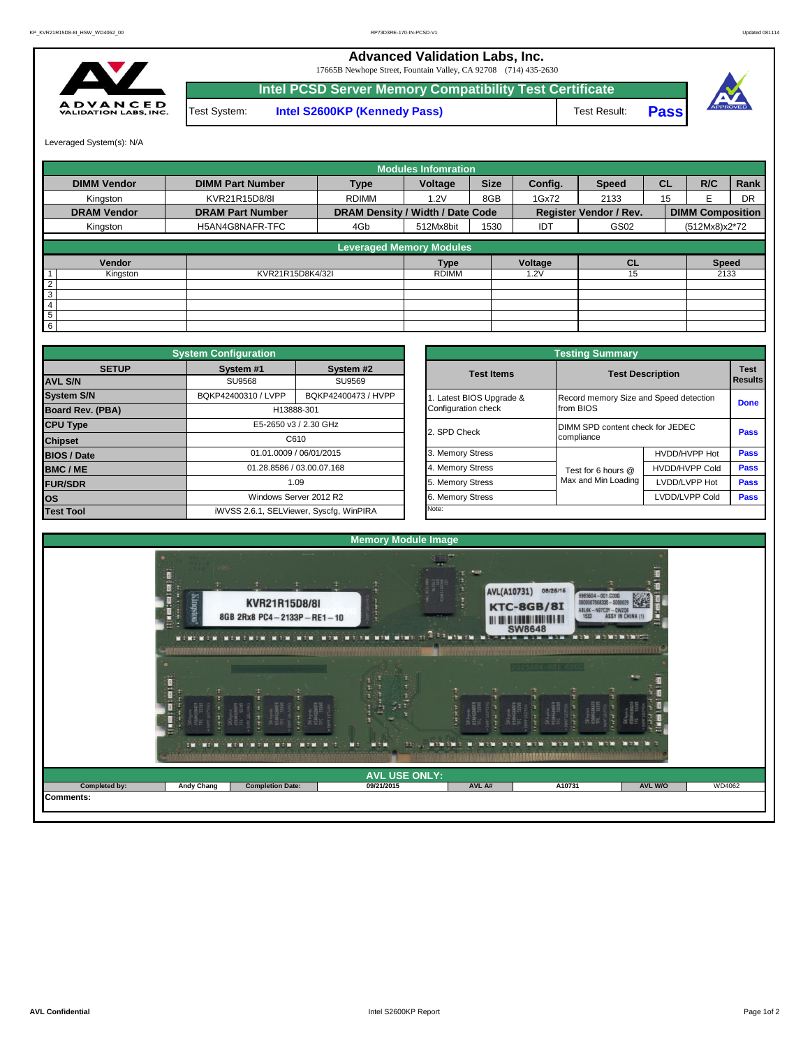# Advanced Validation Labs, Inc.

17665B Newhope Street, Fountain Valley, CA 92708 (714) 435-2630

## Intel PCSD Server Memory Compatibility Test Certificate

| Test System: | Intel S2600KP (Kennedy Pass) | Test Result: | Pass |
|---|---|---|---|

Leveraged System(s): N/A

## Modules Infomration

| DIMM Vendor | DIMM Part Number | Type | Voltage | Size | Config. | Speed | CL | R/C | Rank |
|---|---|---|---|---|---|---|---|---|---|
| Kingston | KVR21R15D8/8I | RDIMM | 1.2V | 8GB | 1Gx72 | 2133 | 15 | E | DR |
| **DRAM Vendor** | **DRAM Part Number** | **DRAM Density / Width / Date Code** | | | **Register Vendor / Rev.** | | **DIMM Composition** | | |
| Kingston | H5AN4G8NAFR-TFC | 4Gb | 512Mx8bit | 1530 | IDT | GS02 | (512Mx8)x2*72 | | |

## Leveraged Memory Modules

| | Vendor | | Type | Voltage | CL | Speed |
|---|---|---|---|---|---|---|
| 1 | Kingston | KVR21R15D8K4/32I | RDIMM | 1.2V | 15 | 2133 |
| 2 | | | | | | |
| 3 | | | | | | |
| 4 | | | | | | |
| 5 | | | | | | |
| 6 | | | | | | |

## System Configuration

| SETUP | System #1 | System #2 |
|---|---|---|
| AVL S/N | SU9568 | SU9569 |
| System S/N | BQKP42400310 / LVPP | BQKP42400473 / HVPP |
| Board Rev. (PBA) | H13888-301 | |
| CPU Type | E5-2650 v3 / 2.30 GHz | |
| Chipset | C610 | |
| BIOS / Date | 01.01.0009 / 06/01/2015 | |
| BMC / ME | 01.28.8586 / 03.00.07.168 | |
| FUR/SDR | 1.09 | |
| OS | Windows Server 2012 R2 | |
| Test Tool | iWVSS 2.6.1, SELViewer, Syscfg, WinPIRA | |

## Testing Summary

| Test Items | Test Description | | Test Results |
|---|---|---|---|
| 1. Latest BIOS Upgrade & Configuration check | Record memory Size and Speed detection from BIOS | | Done |
| 2. SPD Check | DIMM SPD content check for JEDEC compliance | | Pass |
| 3. Memory Stress | Test for 6 hours @ Max and Min Loading | HVDD/HVPP Hot | Pass |
| 4. Memory Stress | | HVDD/HVPP Cold | Pass |
| 5. Memory Stress | | LVDD/LVPP Hot | Pass |
| 6. Memory Stress | | LVDD/LVPP Cold | Pass |

Note:

## Memory Module Image

## AVL USE ONLY:

| Completed by: | Andy Chang | Completion Date: | 09/21/2015 | AVL A# | A10731 | AVL W/O | WD4062 |
|---|---|---|---|---|---|---|---|

Comments: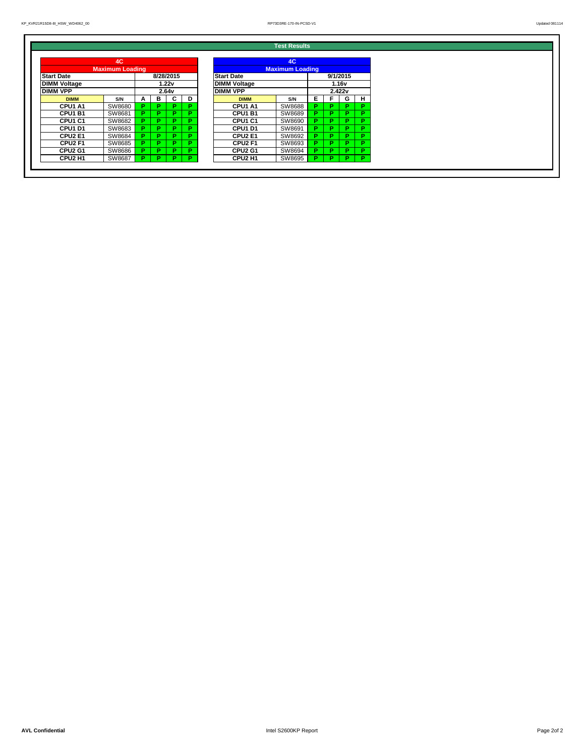## Test Results

| 4C Maximum Loading | | | | | |
|---|---|---|---|---|---|
| Start Date | | 8/28/2015 | | | |
| DIMM Voltage | | 1.22v | | | |
| DIMM VPP | | 2.64v | | | |
| DIMM | S/N | A | B | C | D |
| CPU1 A1 | SW8680 | P | P | P | P |
| CPU1 B1 | SW8681 | P | P | P | P |
| CPU1 C1 | SW8682 | P | P | P | P |
| CPU1 D1 | SW8683 | P | P | P | P |
| CPU2 E1 | SW8684 | P | P | P | P |
| CPU2 F1 | SW8685 | P | P | P | P |
| CPU2 G1 | SW8686 | P | P | P | P |
| CPU2 H1 | SW8687 | P | P | P | P |

| 4C Maximum Loading | | | | | |
|---|---|---|---|---|---|
| Start Date | | 9/1/2015 | | | |
| DIMM Voltage | | 1.16v | | | |
| DIMM VPP | | 2.422v | | | |
| DIMM | S/N | E | F | G | H |
| CPU1 A1 | SW8688 | P | P | P | P |
| CPU1 B1 | SW8689 | P | P | P | P |
| CPU1 C1 | SW8690 | P | P | P | P |
| CPU1 D1 | SW8691 | P | P | P | P |
| CPU2 E1 | SW8692 | P | P | P | P |
| CPU2 F1 | SW8693 | P | P | P | P |
| CPU2 G1 | SW8694 | P | P | P | P |
| CPU2 H1 | SW8695 | P | P | P | P |